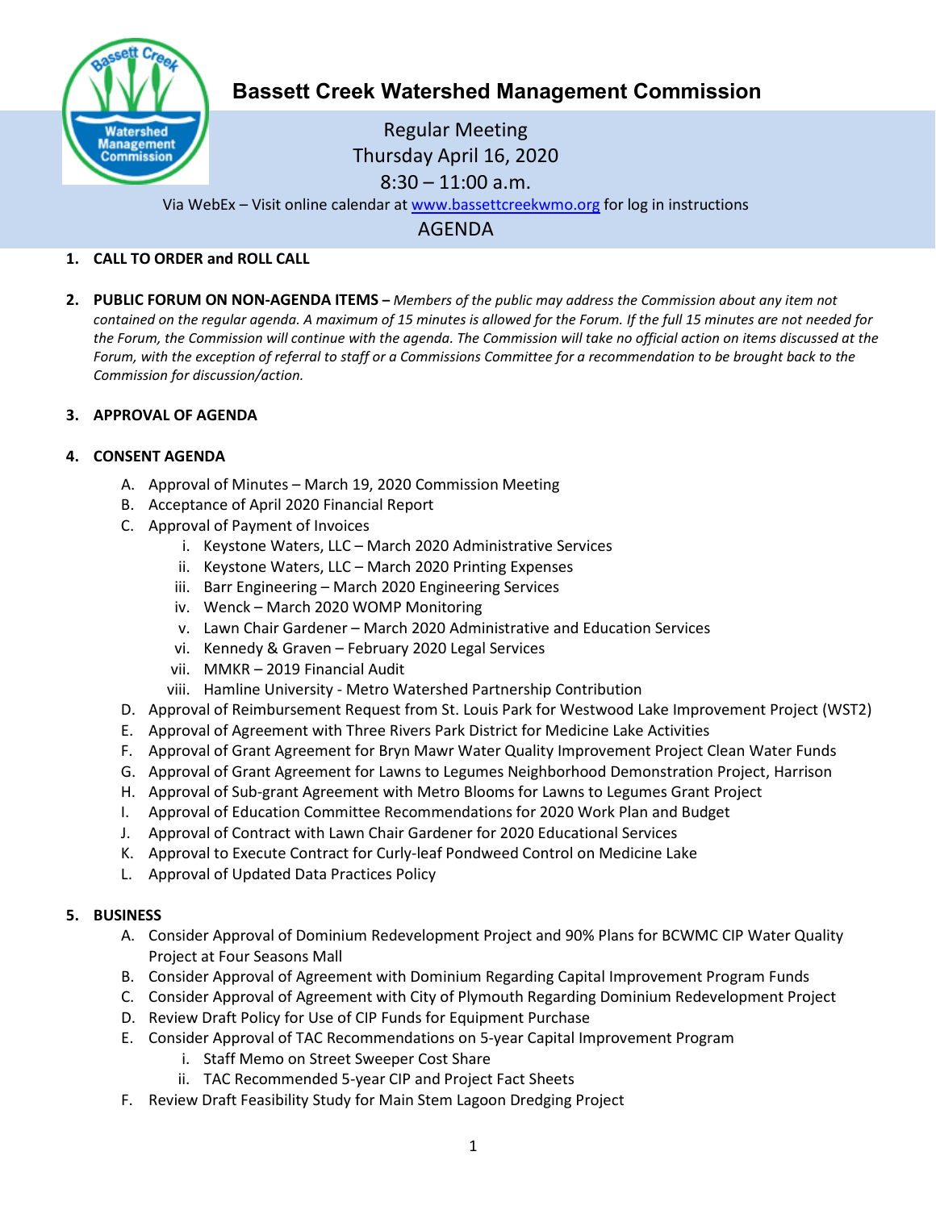# Bassett Creek Watershed Management Commission

Regular Meeting
Thursday April 16, 2020
8:30 – 11:00 a.m.

Via WebEx – Visit online calendar at www.bassettcreekwmo.org for log in instructions

## AGENDA

1. **CALL TO ORDER and ROLL CALL**

2. **PUBLIC FORUM ON NON-AGENDA ITEMS –** *Members of the public may address the Commission about any item not contained on the regular agenda. A maximum of 15 minutes is allowed for the Forum. If the full 15 minutes are not needed for the Forum, the Commission will continue with the agenda. The Commission will take no official action on items discussed at the Forum, with the exception of referral to staff or a Commissions Committee for a recommendation to be brought back to the Commission for discussion/action.*

3. **APPROVAL OF AGENDA**

4. **CONSENT AGENDA**
   - A. Approval of Minutes – March 19, 2020 Commission Meeting
   - B. Acceptance of April 2020 Financial Report
   - C. Approval of Payment of Invoices
     - i. Keystone Waters, LLC – March 2020 Administrative Services
     - ii. Keystone Waters, LLC – March 2020 Printing Expenses
     - iii. Barr Engineering – March 2020 Engineering Services
     - iv. Wenck – March 2020 WOMP Monitoring
     - v. Lawn Chair Gardener – March 2020 Administrative and Education Services
     - vi. Kennedy & Graven – February 2020 Legal Services
     - vii. MMKR – 2019 Financial Audit
     - viii. Hamline University - Metro Watershed Partnership Contribution
   - D. Approval of Reimbursement Request from St. Louis Park for Westwood Lake Improvement Project (WST2)
   - E. Approval of Agreement with Three Rivers Park District for Medicine Lake Activities
   - F. Approval of Grant Agreement for Bryn Mawr Water Quality Improvement Project Clean Water Funds
   - G. Approval of Grant Agreement for Lawns to Legumes Neighborhood Demonstration Project, Harrison
   - H. Approval of Sub-grant Agreement with Metro Blooms for Lawns to Legumes Grant Project
   - I. Approval of Education Committee Recommendations for 2020 Work Plan and Budget
   - J. Approval of Contract with Lawn Chair Gardener for 2020 Educational Services
   - K. Approval to Execute Contract for Curly-leaf Pondweed Control on Medicine Lake
   - L. Approval of Updated Data Practices Policy

5. **BUSINESS**
   - A. Consider Approval of Dominium Redevelopment Project and 90% Plans for BCWMC CIP Water Quality Project at Four Seasons Mall
   - B. Consider Approval of Agreement with Dominium Regarding Capital Improvement Program Funds
   - C. Consider Approval of Agreement with City of Plymouth Regarding Dominium Redevelopment Project
   - D. Review Draft Policy for Use of CIP Funds for Equipment Purchase
   - E. Consider Approval of TAC Recommendations on 5-year Capital Improvement Program
     - i. Staff Memo on Street Sweeper Cost Share
     - ii. TAC Recommended 5-year CIP and Project Fact Sheets
   - F. Review Draft Feasibility Study for Main Stem Lagoon Dredging Project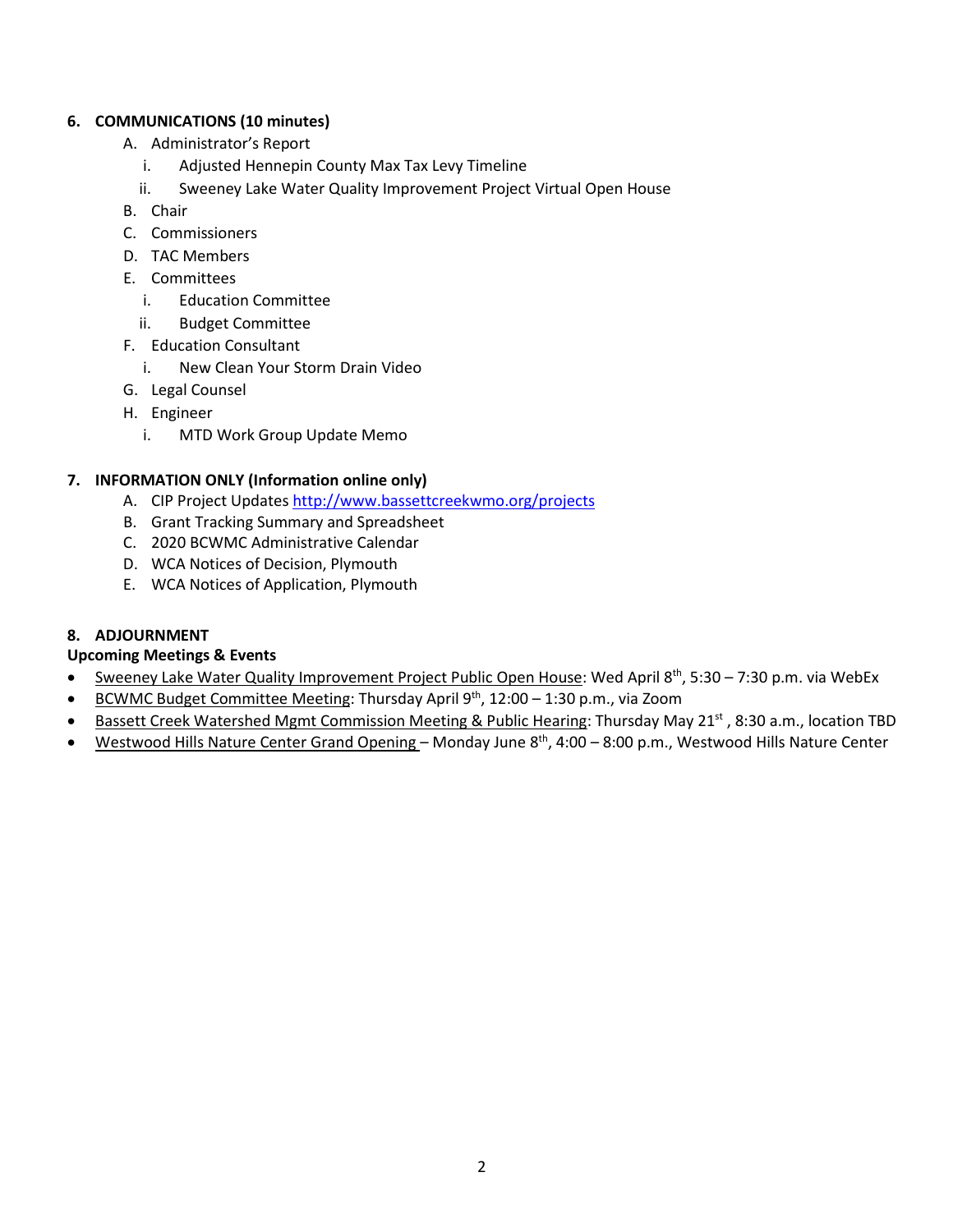**6. COMMUNICATIONS (10 minutes)**

A. Administrator's Report
   i. Adjusted Hennepin County Max Tax Levy Timeline
   ii. Sweeney Lake Water Quality Improvement Project Virtual Open House

B. Chair

C. Commissioners

D. TAC Members

E. Committees
   i. Education Committee
   ii. Budget Committee

F. Education Consultant
   i. New Clean Your Storm Drain Video

G. Legal Counsel

H. Engineer
   i. MTD Work Group Update Memo

**7. INFORMATION ONLY (Information online only)**

A. CIP Project Updates http://www.bassettcreekwmo.org/projects

B. Grant Tracking Summary and Spreadsheet

C. 2020 BCWMC Administrative Calendar

D. WCA Notices of Decision, Plymouth

E. WCA Notices of Application, Plymouth

**8. ADJOURNMENT**

**Upcoming Meetings & Events**

- Sweeney Lake Water Quality Improvement Project Public Open House: Wed April 8th, 5:30 – 7:30 p.m. via WebEx
- BCWMC Budget Committee Meeting: Thursday April 9th, 12:00 – 1:30 p.m., via Zoom
- Bassett Creek Watershed Mgmt Commission Meeting & Public Hearing: Thursday May 21st , 8:30 a.m., location TBD
- Westwood Hills Nature Center Grand Opening – Monday June 8th, 4:00 – 8:00 p.m., Westwood Hills Nature Center